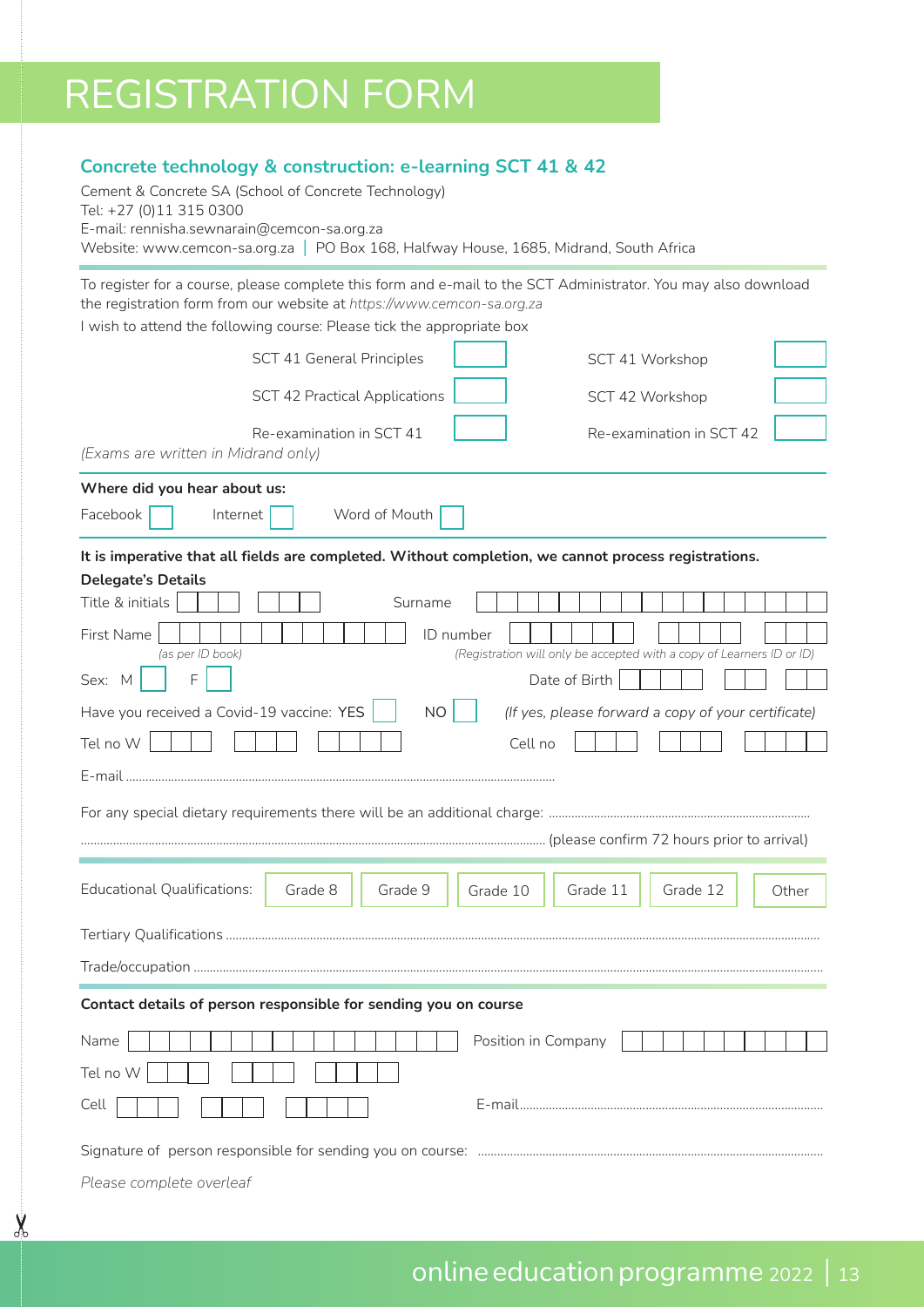# REGISTRATION FORM

## Concrete technology & construction: e-learning SCT 41 & 42

Cement & Concrete SA (School of Concrete Technology)
Tel: +27 (0)11 315 0300
E-mail: rennisha.sewnarain@cemcon-sa.org.za
Website: www.cemcon-sa.org.za | PO Box 168, Halfway House, 1685, Midrand, South Africa

To register for a course, please complete this form and e-mail to the SCT Administrator. You may also download the registration form from our website at *https://www.cemcon-sa.org.za*

I wish to attend the following course: Please tick the appropriate box

| | | | |
|---|---|---|---|
| SCT 41 General Principles | ☐ | SCT 41 Workshop | ☐ |
| SCT 42 Practical Applications | ☐ | SCT 42 Workshop | ☐ |
| Re-examination in SCT 41 | ☐ | Re-examination in SCT 42 | ☐ |

*(Exams are written in Midrand only)*

**Where did you hear about us:**

Facebook ☐ Internet ☐ Word of Mouth ☐

**It is imperative that all fields are completed. Without completion, we cannot process registrations.**

**Delegate's Details**

Title & initials ☐☐☐ ☐☐☐ Surname ☐☐☐☐☐☐☐☐☐☐☐☐☐☐☐☐☐

First Name ☐☐☐☐☐☐☐☐☐☐☐☐ *(as per ID book)*

ID number ☐☐☐☐☐☐ ☐☐☐☐ ☐☐☐ *(Registration will only be accepted with a copy of Learners ID or ID)*

Sex: M ☐ F ☐ Date of Birth ☐☐☐☐ ☐☐ ☐☐

Have you received a Covid-19 vaccine: YES ☐ NO ☐ *(If yes, please forward a copy of your certificate)*

Tel no W ☐☐☐ ☐☐☐ ☐☐☐☐ Cell no ☐☐☐ ☐☐☐ ☐☐☐☐

E-mail ..........................................................................................................

For any special dietary requirements there will be an additional charge: ..........................................................................

.......................................................................................................................................... (please confirm 72 hours prior to arrival)

Educational Qualifications: Grade 8 | Grade 9 | Grade 10 | Grade 11 | Grade 12 | Other

Tertiary Qualifications ..........................................................................................................................................................

Trade/occupation ..................................................................................................................................................................

**Contact details of person responsible for sending you on course**

Name ☐☐☐☐☐☐☐☐☐☐☐☐☐☐☐☐ Position in Company ☐☐☐☐☐☐☐☐☐☐

Tel no W ☐☐☐ ☐☐☐ ☐☐☐☐

Cell ☐☐☐ ☐☐☐ ☐☐☐☐ E-mail..........................................................................................

Signature of person responsible for sending you on course: ...........................................................................................

*Please complete overleaf*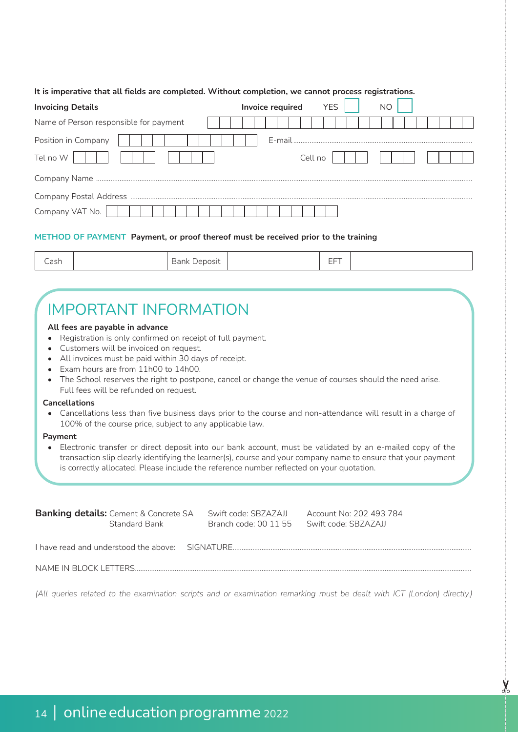**It is imperative that all fields are completed. Without completion, we cannot process registrations.**

**Invoicing Details** **Invoice required** YES ☐ NO ☐

Name of Person responsible for payment

Position in Company E-mail ..........

Tel no W Cell no

Company Name ..........

Company Postal Address ..........

Company VAT No.

**METHOD OF PAYMENT** **Payment, or proof thereof must be received prior to the training**

| Cash | | Bank Deposit | | EFT | |
|---|---|---|---|---|---|

# IMPORTANT INFORMATION

**All fees are payable in advance**

- Registration is only confirmed on receipt of full payment.
- Customers will be invoiced on request.
- All invoices must be paid within 30 days of receipt.
- Exam hours are from 11h00 to 14h00.
- The School reserves the right to postpone, cancel or change the venue of courses should the need arise. Full fees will be refunded on request.

**Cancellations**

- Cancellations less than five business days prior to the course and non-attendance will result in a charge of 100% of the course price, subject to any applicable law.

**Payment**

- Electronic transfer or direct deposit into our bank account, must be validated by an e-mailed copy of the transaction slip clearly identifying the learner(s), course and your company name to ensure that your payment is correctly allocated. Please include the reference number reflected on your quotation.

**Banking details:** Cement & Concrete SA, Standard Bank — Swift code: SBZAZAJJ, Branch code: 00 11 55 — Account No: 202 493 784, Swift code: SBZAZAJJ

I have read and understood the above: SIGNATURE..........

NAME IN BLOCK LETTERS..........

*(All queries related to the examination scripts and or examination remarking must be dealt with ICT (London) directly.)*